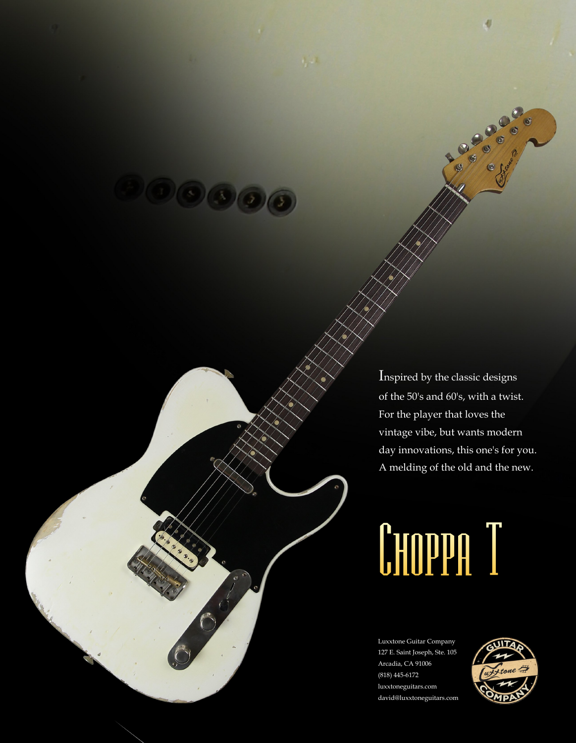Inspired by the classic designs of the 50's and 60's, with a twist. For the player that loves the vintage vibe, but wants modern day innovations, this one's for you. A melding of the old and the new.

# Choppa T

Luxxtone Guitar Company
127 E. Saint Joseph, Ste. 105
Arcadia, CA 91006
(818) 445-6172
luxxtoneguitars.com
david@luxxtoneguitars.com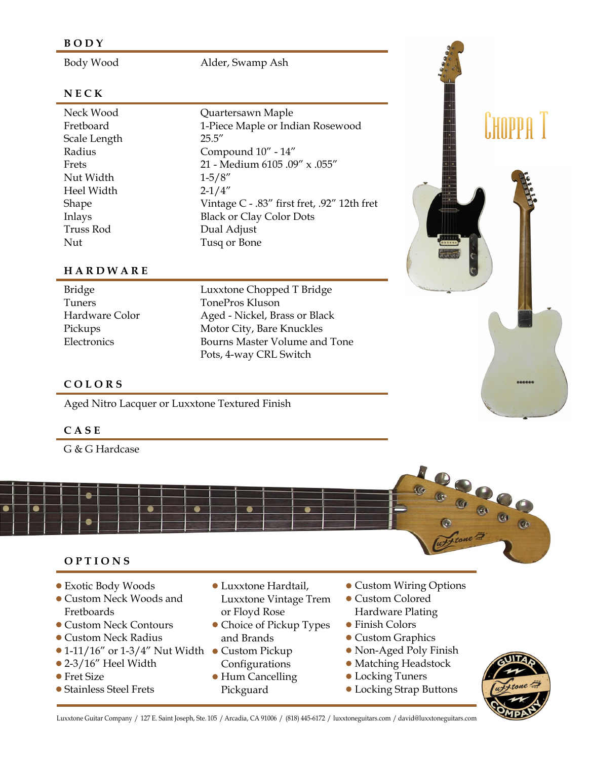## BODY

| | |
|---|---|
| Body Wood | Alder, Swamp Ash |

## NECK

| | |
|---|---|
| Neck Wood | Quartersawn Maple |
| Fretboard | 1-Piece Maple or Indian Rosewood |
| Scale Length | 25.5″ |
| Radius | Compound 10″ - 14″ |
| Frets | 21 - Medium 6105 .09″ x .055″ |
| Nut Width | 1-5/8″ |
| Heel Width | 2-1/4″ |
| Shape | Vintage C - .83″ first fret, .92″ 12th fret |
| Inlays | Black or Clay Color Dots |
| Truss Rod | Dual Adjust |
| Nut | Tusq or Bone |

## HARDWARE

| | |
|---|---|
| Bridge | Luxxtone Chopped T Bridge |
| Tuners | TonePros Kluson |
| Hardware Color | Aged - Nickel, Brass or Black |
| Pickups | Motor City, Bare Knuckles |
| Electronics | Bourns Master Volume and Tone Pots, 4-way CRL Switch |

## COLORS

Aged Nitro Lacquer or Luxxtone Textured Finish

## CASE

G & G Hardcase

CHOPPA T

## OPTIONS

- Exotic Body Woods
- Custom Neck Woods and Fretboards
- Custom Neck Contours
- Custom Neck Radius
- 1-11/16″ or 1-3/4″ Nut Width
- 2-3/16″ Heel Width
- Fret Size
- Stainless Steel Frets
- Luxxtone Hardtail, Luxxtone Vintage Trem or Floyd Rose
- Choice of Pickup Types and Brands
- Custom Pickup Configurations
- Hum Cancelling Pickguard
- Custom Wiring Options
- Custom Colored Hardware Plating
- Finish Colors
- Custom Graphics
- Non-Aged Poly Finish
- Matching Headstock
- Locking Tuners
- Locking Strap Buttons

Luxxtone Guitar Company / 127 E. Saint Joseph, Ste. 105 / Arcadia, CA 91006 / (818) 445-6172 / luxxtoneguitars.com / david@luxxtoneguitars.com